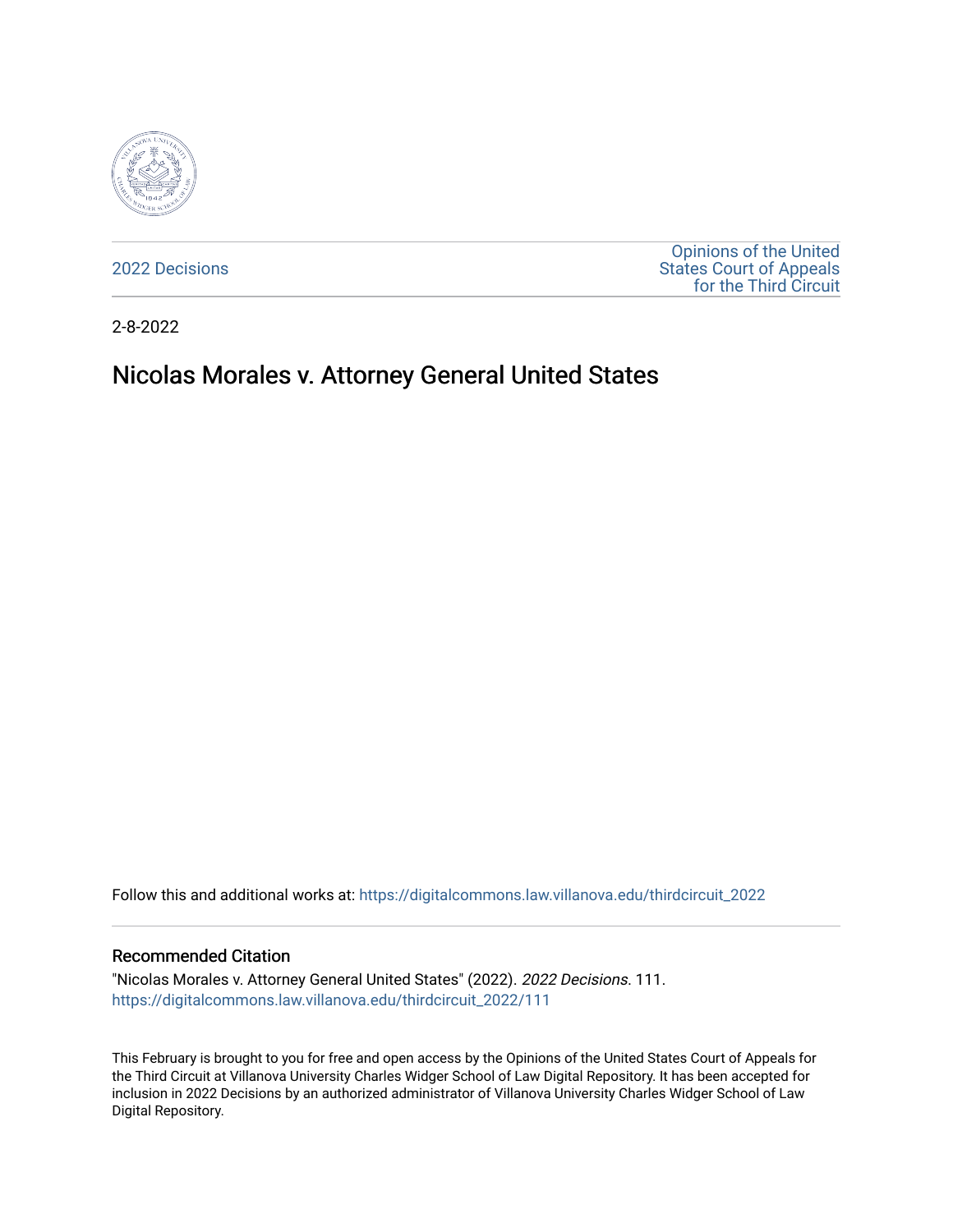2022 Decisions

Opinions of the United States Court of Appeals for the Third Circuit

2-8-2022

# Nicolas Morales v. Attorney General United States

Follow this and additional works at: https://digitalcommons.law.villanova.edu/thirdcircuit_2022

## Recommended Citation

"Nicolas Morales v. Attorney General United States" (2022). *2022 Decisions*. 111.
https://digitalcommons.law.villanova.edu/thirdcircuit_2022/111

This February is brought to you for free and open access by the Opinions of the United States Court of Appeals for the Third Circuit at Villanova University Charles Widger School of Law Digital Repository. It has been accepted for inclusion in 2022 Decisions by an authorized administrator of Villanova University Charles Widger School of Law Digital Repository.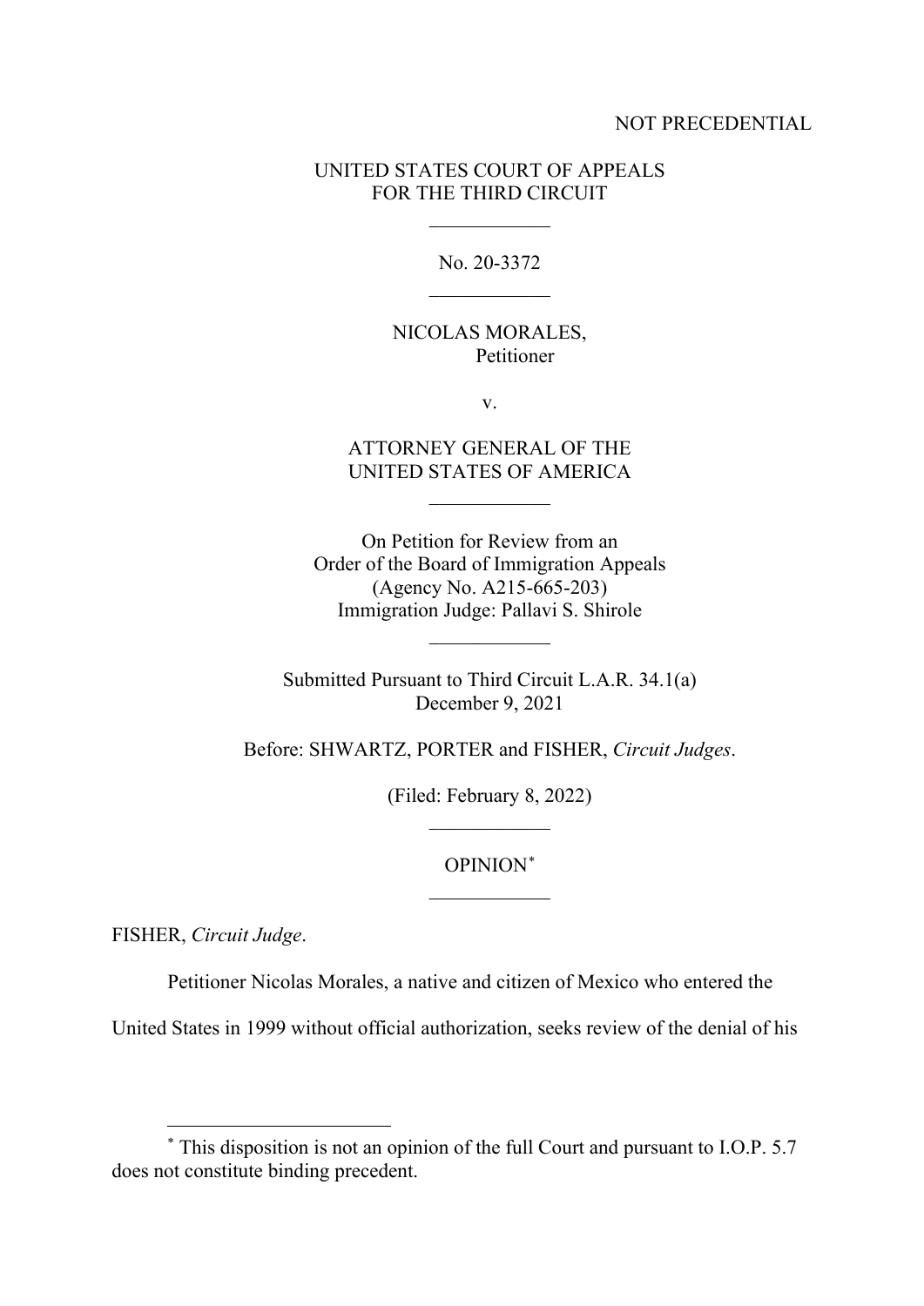NOT PRECEDENTIAL

UNITED STATES COURT OF APPEALS
FOR THE THIRD CIRCUIT

---

No. 20-3372

---

NICOLAS MORALES,
Petitioner

v.

ATTORNEY GENERAL OF THE
UNITED STATES OF AMERICA

---

On Petition for Review from an
Order of the Board of Immigration Appeals
(Agency No. A215-665-203)
Immigration Judge: Pallavi S. Shirole

---

Submitted Pursuant to Third Circuit L.A.R. 34.1(a)
December 9, 2021

Before: SHWARTZ, PORTER and FISHER, *Circuit Judges*.

(Filed: February 8, 2022)

---

OPINION[*]

---

FISHER, *Circuit Judge*.

Petitioner Nicolas Morales, a native and citizen of Mexico who entered the United States in 1999 without official authorization, seeks review of the denial of his

---

[*] This disposition is not an opinion of the full Court and pursuant to I.O.P. 5.7 does not constitute binding precedent.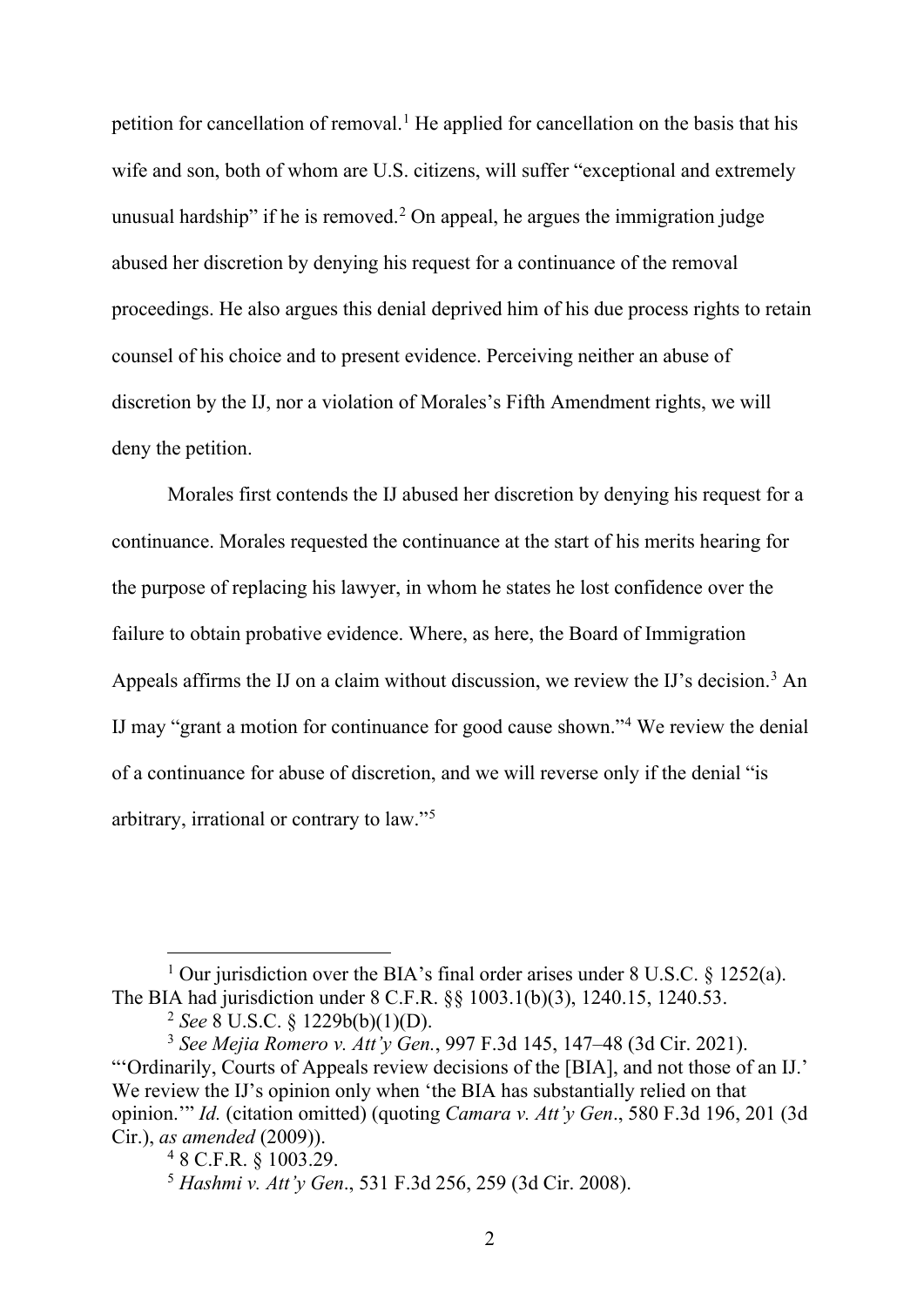petition for cancellation of removal.[1] He applied for cancellation on the basis that his wife and son, both of whom are U.S. citizens, will suffer "exceptional and extremely unusual hardship" if he is removed.[2] On appeal, he argues the immigration judge abused her discretion by denying his request for a continuance of the removal proceedings. He also argues this denial deprived him of his due process rights to retain counsel of his choice and to present evidence. Perceiving neither an abuse of discretion by the IJ, nor a violation of Morales's Fifth Amendment rights, we will deny the petition.

Morales first contends the IJ abused her discretion by denying his request for a continuance. Morales requested the continuance at the start of his merits hearing for the purpose of replacing his lawyer, in whom he states he lost confidence over the failure to obtain probative evidence. Where, as here, the Board of Immigration Appeals affirms the IJ on a claim without discussion, we review the IJ's decision.[3] An IJ may "grant a motion for continuance for good cause shown."[4] We review the denial of a continuance for abuse of discretion, and we will reverse only if the denial "is arbitrary, irrational or contrary to law."[5]

---

[1] Our jurisdiction over the BIA's final order arises under 8 U.S.C. § 1252(a). The BIA had jurisdiction under 8 C.F.R. §§ 1003.1(b)(3), 1240.15, 1240.53.

[2] *See* 8 U.S.C. § 1229b(b)(1)(D).

[3] *See Mejia Romero v. Att'y Gen.*, 997 F.3d 145, 147–48 (3d Cir. 2021). "'Ordinarily, Courts of Appeals review decisions of the [BIA], and not those of an IJ.' We review the IJ's opinion only when 'the BIA has substantially relied on that opinion.'" *Id.* (citation omitted) (quoting *Camara v. Att'y Gen*., 580 F.3d 196, 201 (3d Cir.), *as amended* (2009)).

[4] 8 C.F.R. § 1003.29.

[5] *Hashmi v. Att'y Gen*., 531 F.3d 256, 259 (3d Cir. 2008).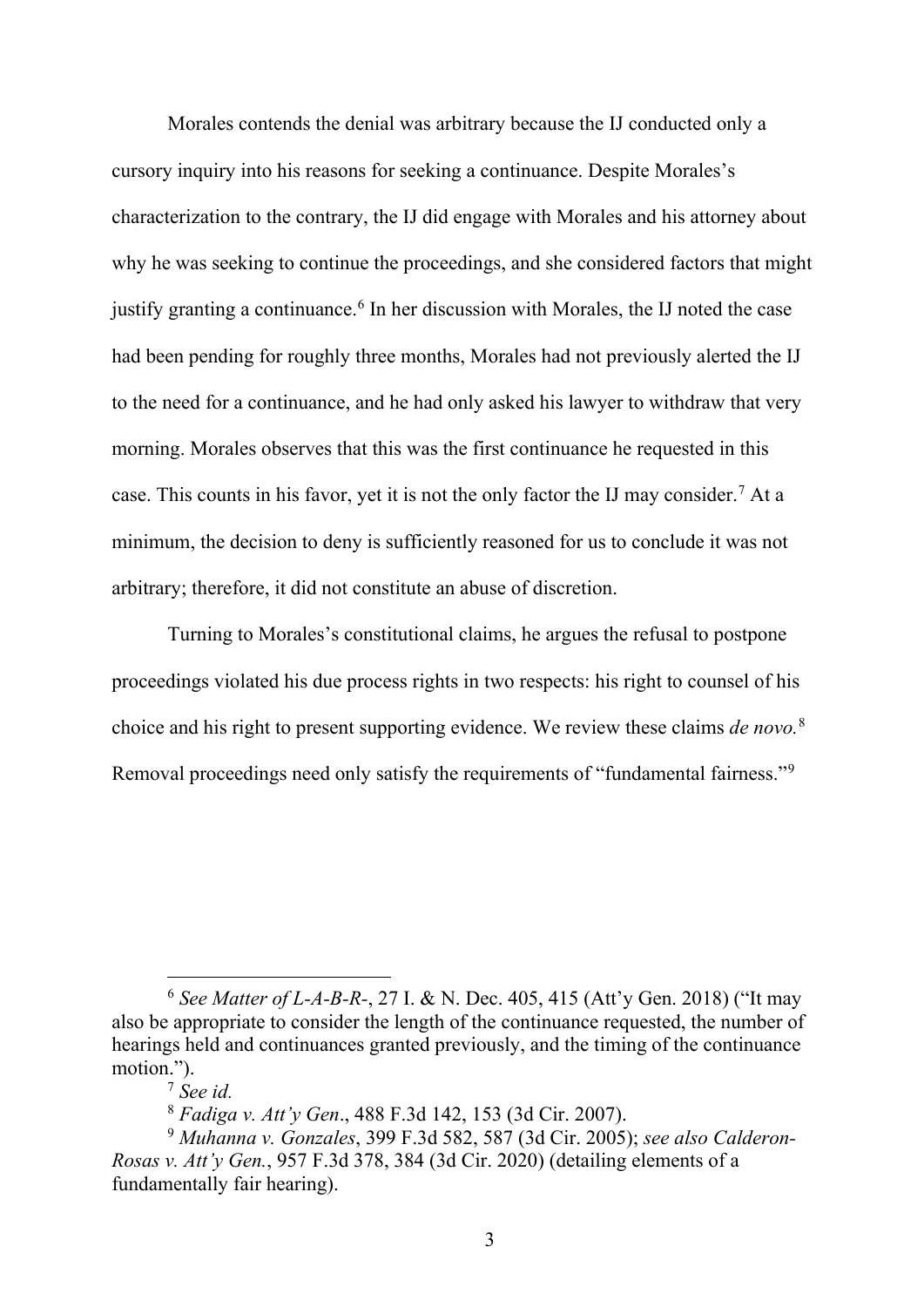Morales contends the denial was arbitrary because the IJ conducted only a cursory inquiry into his reasons for seeking a continuance. Despite Morales's characterization to the contrary, the IJ did engage with Morales and his attorney about why he was seeking to continue the proceedings, and she considered factors that might justify granting a continuance.[6] In her discussion with Morales, the IJ noted the case had been pending for roughly three months, Morales had not previously alerted the IJ to the need for a continuance, and he had only asked his lawyer to withdraw that very morning. Morales observes that this was the first continuance he requested in this case. This counts in his favor, yet it is not the only factor the IJ may consider.[7] At a minimum, the decision to deny is sufficiently reasoned for us to conclude it was not arbitrary; therefore, it did not constitute an abuse of discretion.

Turning to Morales's constitutional claims, he argues the refusal to postpone proceedings violated his due process rights in two respects: his right to counsel of his choice and his right to present supporting evidence. We review these claims *de novo.*[8] Removal proceedings need only satisfy the requirements of "fundamental fairness."[9]

---

[6] *See Matter of L-A-B-R-*, 27 I. & N. Dec. 405, 415 (Att'y Gen. 2018) ("It may also be appropriate to consider the length of the continuance requested, the number of hearings held and continuances granted previously, and the timing of the continuance motion.").

[7] *See id.*

[8] *Fadiga v. Att'y Gen*., 488 F.3d 142, 153 (3d Cir. 2007).

[9] *Muhanna v. Gonzales*, 399 F.3d 582, 587 (3d Cir. 2005); *see also Calderon-Rosas v. Att'y Gen.*, 957 F.3d 378, 384 (3d Cir. 2020) (detailing elements of a fundamentally fair hearing).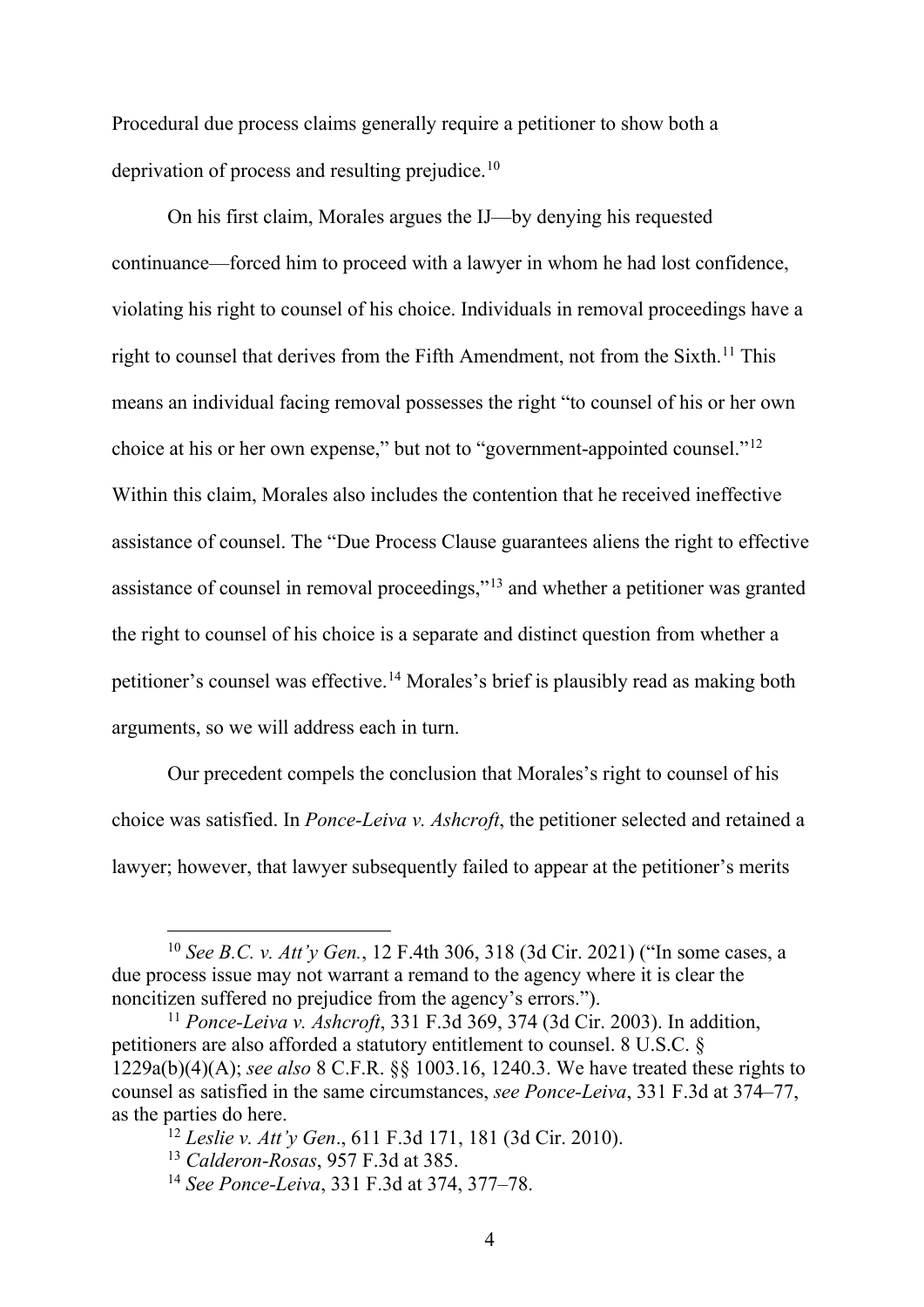Procedural due process claims generally require a petitioner to show both a deprivation of process and resulting prejudice.[10]

On his first claim, Morales argues the IJ—by denying his requested continuance—forced him to proceed with a lawyer in whom he had lost confidence, violating his right to counsel of his choice. Individuals in removal proceedings have a right to counsel that derives from the Fifth Amendment, not from the Sixth.[11] This means an individual facing removal possesses the right "to counsel of his or her own choice at his or her own expense," but not to "government-appointed counsel."[12] Within this claim, Morales also includes the contention that he received ineffective assistance of counsel. The "Due Process Clause guarantees aliens the right to effective assistance of counsel in removal proceedings,"[13] and whether a petitioner was granted the right to counsel of his choice is a separate and distinct question from whether a petitioner's counsel was effective.[14] Morales's brief is plausibly read as making both arguments, so we will address each in turn.

Our precedent compels the conclusion that Morales's right to counsel of his choice was satisfied. In *Ponce-Leiva v. Ashcroft*, the petitioner selected and retained a lawyer; however, that lawyer subsequently failed to appear at the petitioner's merits

---

[10] *See B.C. v. Att'y Gen.*, 12 F.4th 306, 318 (3d Cir. 2021) ("In some cases, a due process issue may not warrant a remand to the agency where it is clear the noncitizen suffered no prejudice from the agency's errors.").

[11] *Ponce-Leiva v. Ashcroft*, 331 F.3d 369, 374 (3d Cir. 2003). In addition, petitioners are also afforded a statutory entitlement to counsel. 8 U.S.C. § 1229a(b)(4)(A); *see also* 8 C.F.R. §§ 1003.16, 1240.3. We have treated these rights to counsel as satisfied in the same circumstances, *see Ponce-Leiva*, 331 F.3d at 374–77, as the parties do here.

[12] *Leslie v. Att'y Gen*., 611 F.3d 171, 181 (3d Cir. 2010).

[13] *Calderon-Rosas*, 957 F.3d at 385.

[14] *See Ponce-Leiva*, 331 F.3d at 374, 377–78.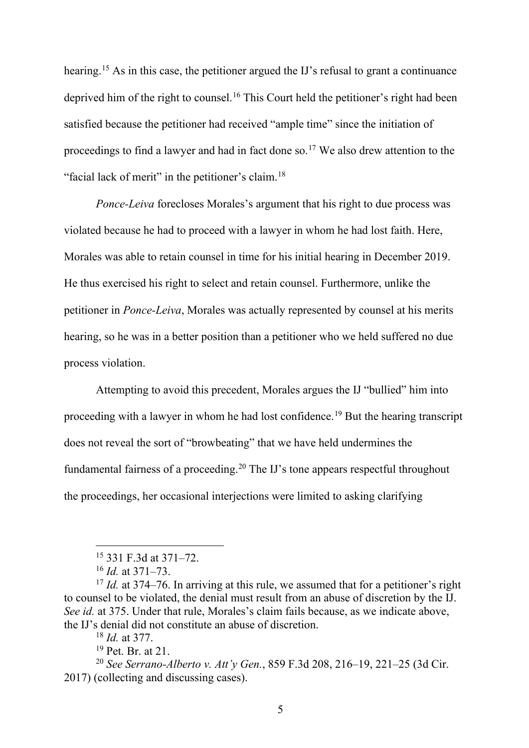hearing.[15] As in this case, the petitioner argued the IJ's refusal to grant a continuance deprived him of the right to counsel.[16] This Court held the petitioner's right had been satisfied because the petitioner had received "ample time" since the initiation of proceedings to find a lawyer and had in fact done so.[17] We also drew attention to the "facial lack of merit" in the petitioner's claim.[18]

*Ponce-Leiva* forecloses Morales's argument that his right to due process was violated because he had to proceed with a lawyer in whom he had lost faith. Here, Morales was able to retain counsel in time for his initial hearing in December 2019. He thus exercised his right to select and retain counsel. Furthermore, unlike the petitioner in *Ponce-Leiva*, Morales was actually represented by counsel at his merits hearing, so he was in a better position than a petitioner who we held suffered no due process violation.

Attempting to avoid this precedent, Morales argues the IJ "bullied" him into proceeding with a lawyer in whom he had lost confidence.[19] But the hearing transcript does not reveal the sort of "browbeating" that we have held undermines the fundamental fairness of a proceeding.[20] The IJ's tone appears respectful throughout the proceedings, her occasional interjections were limited to asking clarifying

---

[15] 331 F.3d at 371–72.

[16] *Id.* at 371–73.

[17] *Id.* at 374–76. In arriving at this rule, we assumed that for a petitioner's right to counsel to be violated, the denial must result from an abuse of discretion by the IJ. *See id.* at 375. Under that rule, Morales's claim fails because, as we indicate above, the IJ's denial did not constitute an abuse of discretion.

[18] *Id.* at 377.

[19] Pet. Br. at 21.

[20] *See Serrano-Alberto v. Att'y Gen.*, 859 F.3d 208, 216–19, 221–25 (3d Cir. 2017) (collecting and discussing cases).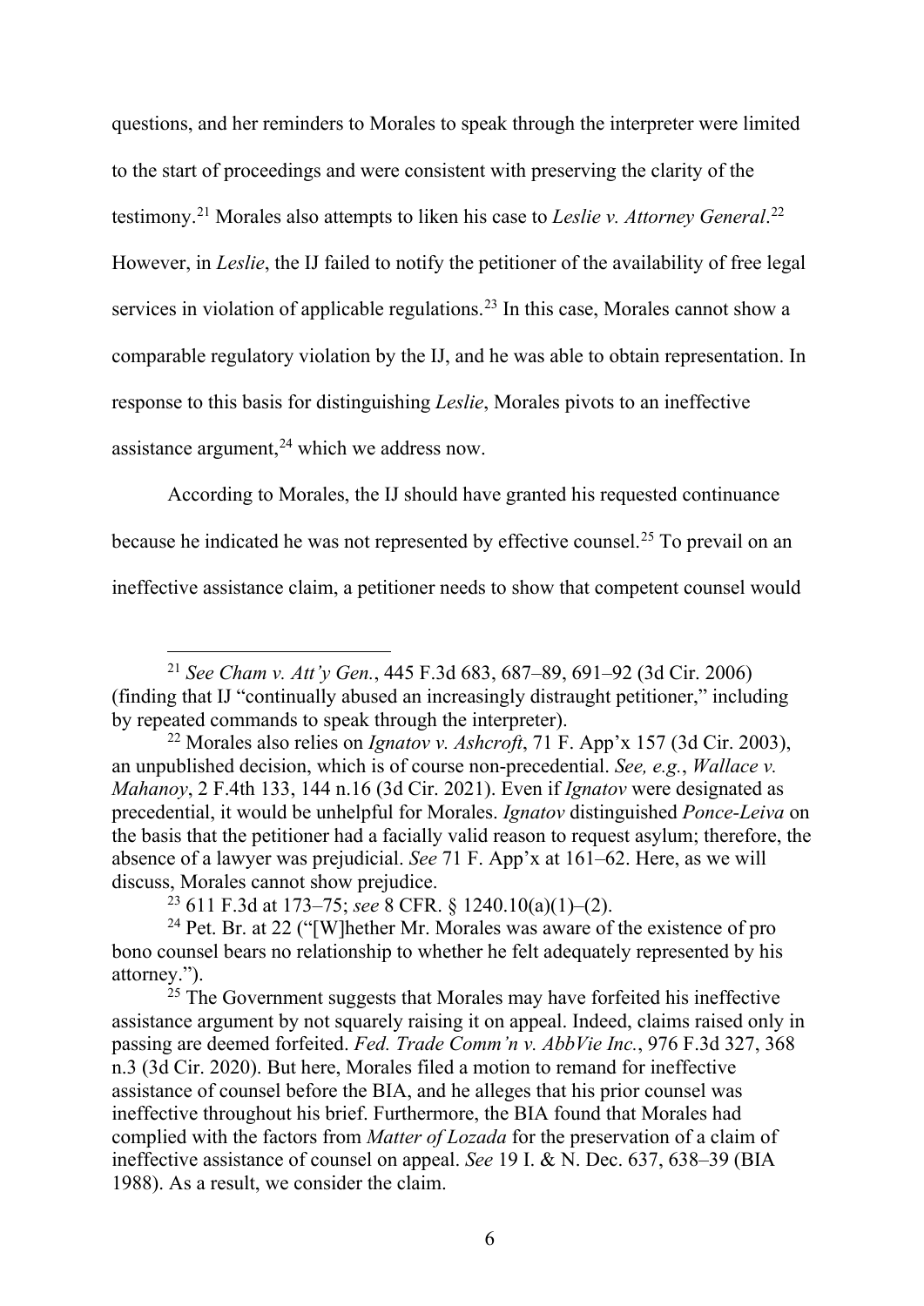questions, and her reminders to Morales to speak through the interpreter were limited to the start of proceedings and were consistent with preserving the clarity of the testimony.[21] Morales also attempts to liken his case to *Leslie v. Attorney General*.[22] However, in *Leslie*, the IJ failed to notify the petitioner of the availability of free legal services in violation of applicable regulations.[23] In this case, Morales cannot show a comparable regulatory violation by the IJ, and he was able to obtain representation. In response to this basis for distinguishing *Leslie*, Morales pivots to an ineffective assistance argument,[24] which we address now.

According to Morales, the IJ should have granted his requested continuance because he indicated he was not represented by effective counsel.[25] To prevail on an ineffective assistance claim, a petitioner needs to show that competent counsel would

---

[21] *See Cham v. Att'y Gen.*, 445 F.3d 683, 687–89, 691–92 (3d Cir. 2006) (finding that IJ "continually abused an increasingly distraught petitioner," including by repeated commands to speak through the interpreter).

[22] Morales also relies on *Ignatov v. Ashcroft*, 71 F. App'x 157 (3d Cir. 2003), an unpublished decision, which is of course non-precedential. *See, e.g.*, *Wallace v. Mahanoy*, 2 F.4th 133, 144 n.16 (3d Cir. 2021). Even if *Ignatov* were designated as precedential, it would be unhelpful for Morales. *Ignatov* distinguished *Ponce-Leiva* on the basis that the petitioner had a facially valid reason to request asylum; therefore, the absence of a lawyer was prejudicial. *See* 71 F. App'x at 161–62. Here, as we will discuss, Morales cannot show prejudice.

[23] 611 F.3d at 173–75; *see* 8 CFR. § 1240.10(a)(1)–(2).

[24] Pet. Br. at 22 ("[W]hether Mr. Morales was aware of the existence of pro bono counsel bears no relationship to whether he felt adequately represented by his attorney.").

[25] The Government suggests that Morales may have forfeited his ineffective assistance argument by not squarely raising it on appeal. Indeed, claims raised only in passing are deemed forfeited. *Fed. Trade Comm'n v. AbbVie Inc.*, 976 F.3d 327, 368 n.3 (3d Cir. 2020). But here, Morales filed a motion to remand for ineffective assistance of counsel before the BIA, and he alleges that his prior counsel was ineffective throughout his brief. Furthermore, the BIA found that Morales had complied with the factors from *Matter of Lozada* for the preservation of a claim of ineffective assistance of counsel on appeal. *See* 19 I. & N. Dec. 637, 638–39 (BIA 1988). As a result, we consider the claim.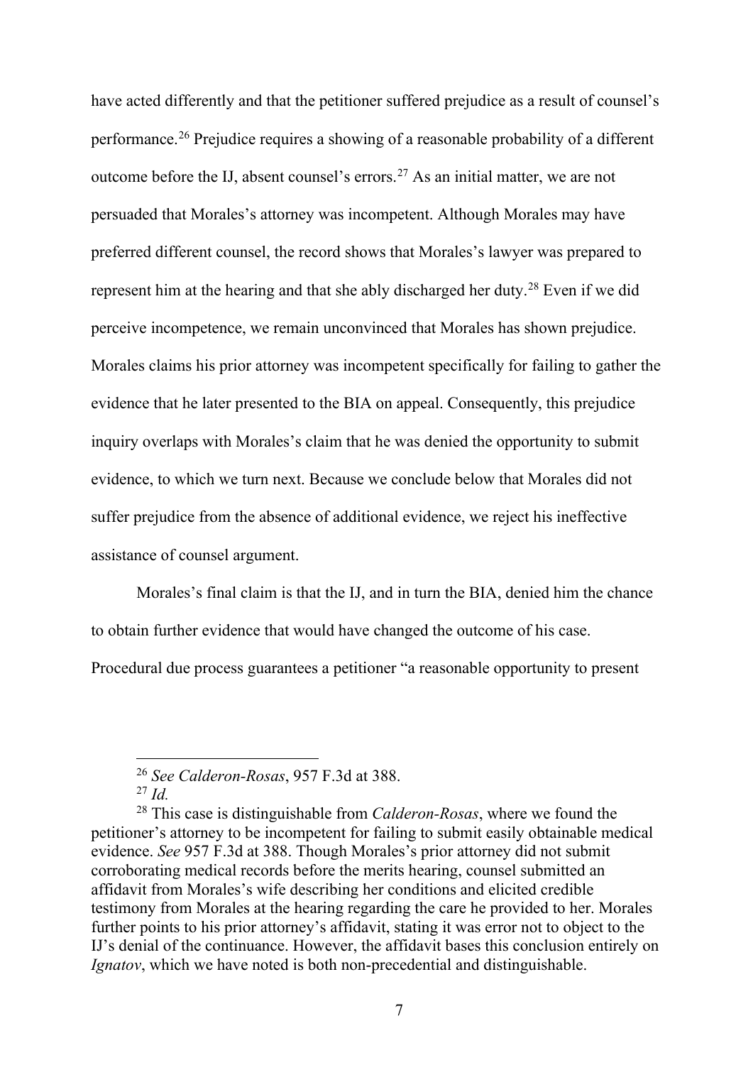have acted differently and that the petitioner suffered prejudice as a result of counsel's performance.[26] Prejudice requires a showing of a reasonable probability of a different outcome before the IJ, absent counsel's errors.[27] As an initial matter, we are not persuaded that Morales's attorney was incompetent. Although Morales may have preferred different counsel, the record shows that Morales's lawyer was prepared to represent him at the hearing and that she ably discharged her duty.[28] Even if we did perceive incompetence, we remain unconvinced that Morales has shown prejudice. Morales claims his prior attorney was incompetent specifically for failing to gather the evidence that he later presented to the BIA on appeal. Consequently, this prejudice inquiry overlaps with Morales's claim that he was denied the opportunity to submit evidence, to which we turn next. Because we conclude below that Morales did not suffer prejudice from the absence of additional evidence, we reject his ineffective assistance of counsel argument.

Morales's final claim is that the IJ, and in turn the BIA, denied him the chance to obtain further evidence that would have changed the outcome of his case. Procedural due process guarantees a petitioner "a reasonable opportunity to present

---

[26] *See Calderon-Rosas*, 957 F.3d at 388.

[27] *Id.*

[28] This case is distinguishable from *Calderon-Rosas*, where we found the petitioner's attorney to be incompetent for failing to submit easily obtainable medical evidence. *See* 957 F.3d at 388. Though Morales's prior attorney did not submit corroborating medical records before the merits hearing, counsel submitted an affidavit from Morales's wife describing her conditions and elicited credible testimony from Morales at the hearing regarding the care he provided to her. Morales further points to his prior attorney's affidavit, stating it was error not to object to the IJ's denial of the continuance. However, the affidavit bases this conclusion entirely on *Ignatov*, which we have noted is both non-precedential and distinguishable.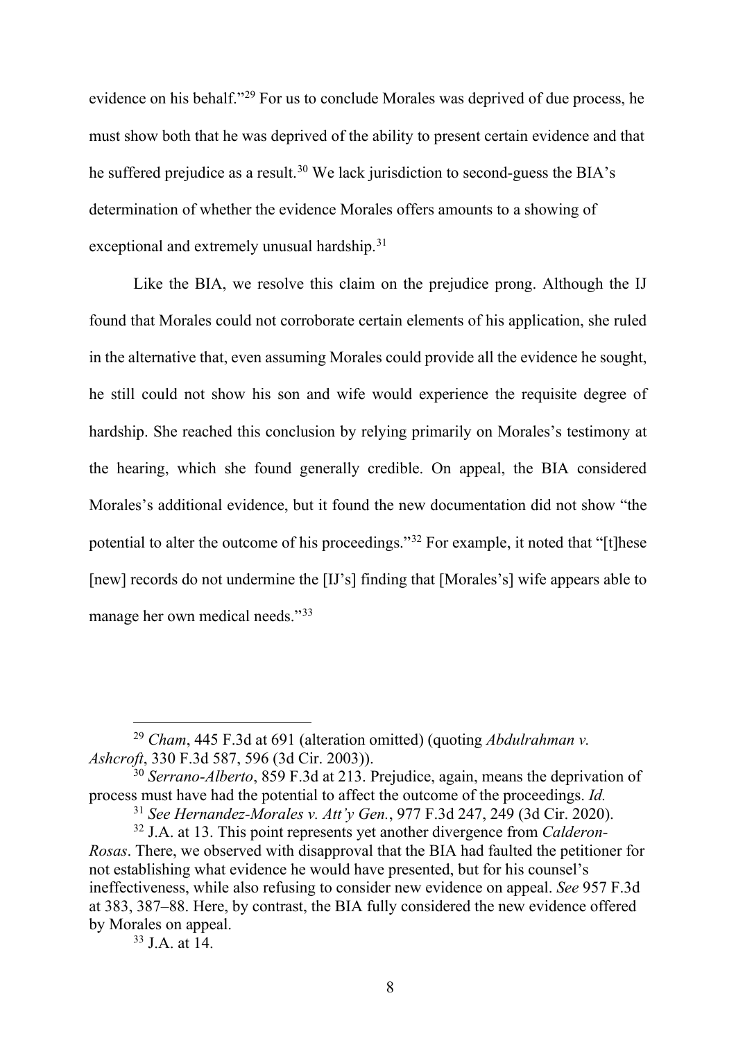evidence on his behalf."[29] For us to conclude Morales was deprived of due process, he must show both that he was deprived of the ability to present certain evidence and that he suffered prejudice as a result.[30] We lack jurisdiction to second-guess the BIA's determination of whether the evidence Morales offers amounts to a showing of exceptional and extremely unusual hardship.[31]

Like the BIA, we resolve this claim on the prejudice prong. Although the IJ found that Morales could not corroborate certain elements of his application, she ruled in the alternative that, even assuming Morales could provide all the evidence he sought, he still could not show his son and wife would experience the requisite degree of hardship. She reached this conclusion by relying primarily on Morales's testimony at the hearing, which she found generally credible. On appeal, the BIA considered Morales's additional evidence, but it found the new documentation did not show "the potential to alter the outcome of his proceedings."[32] For example, it noted that "[t]hese [new] records do not undermine the [IJ's] finding that [Morales's] wife appears able to manage her own medical needs."[33]

---

[29] *Cham*, 445 F.3d at 691 (alteration omitted) (quoting *Abdulrahman v. Ashcroft*, 330 F.3d 587, 596 (3d Cir. 2003)).

[30] *Serrano-Alberto*, 859 F.3d at 213. Prejudice, again, means the deprivation of process must have had the potential to affect the outcome of the proceedings. *Id.*

[31] *See Hernandez-Morales v. Att'y Gen.*, 977 F.3d 247, 249 (3d Cir. 2020).

[32] J.A. at 13. This point represents yet another divergence from *Calderon-Rosas*. There, we observed with disapproval that the BIA had faulted the petitioner for not establishing what evidence he would have presented, but for his counsel's ineffectiveness, while also refusing to consider new evidence on appeal. *See* 957 F.3d at 383, 387–88. Here, by contrast, the BIA fully considered the new evidence offered by Morales on appeal.

[33] J.A. at 14.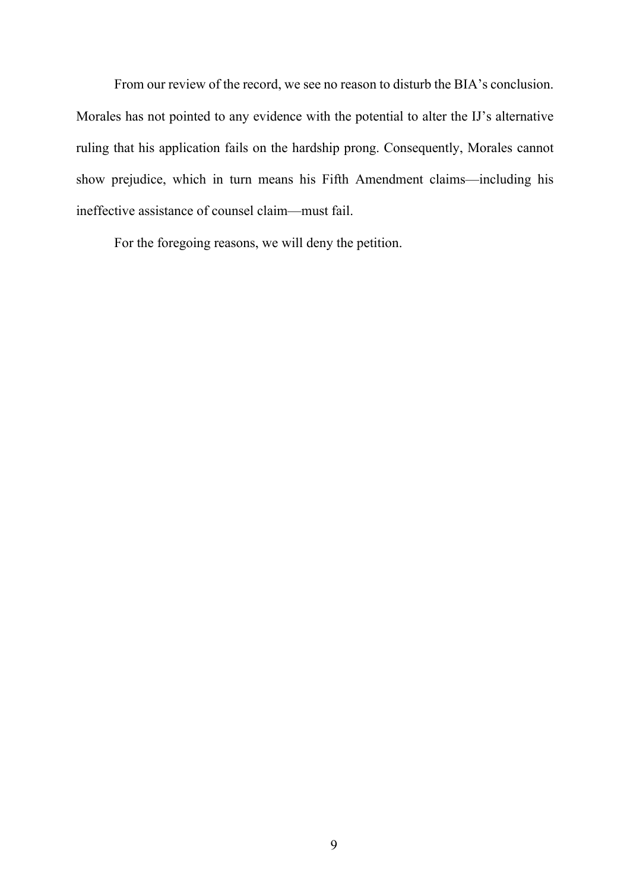From our review of the record, we see no reason to disturb the BIA's conclusion. Morales has not pointed to any evidence with the potential to alter the IJ's alternative ruling that his application fails on the hardship prong. Consequently, Morales cannot show prejudice, which in turn means his Fifth Amendment claims—including his ineffective assistance of counsel claim—must fail.

For the foregoing reasons, we will deny the petition.